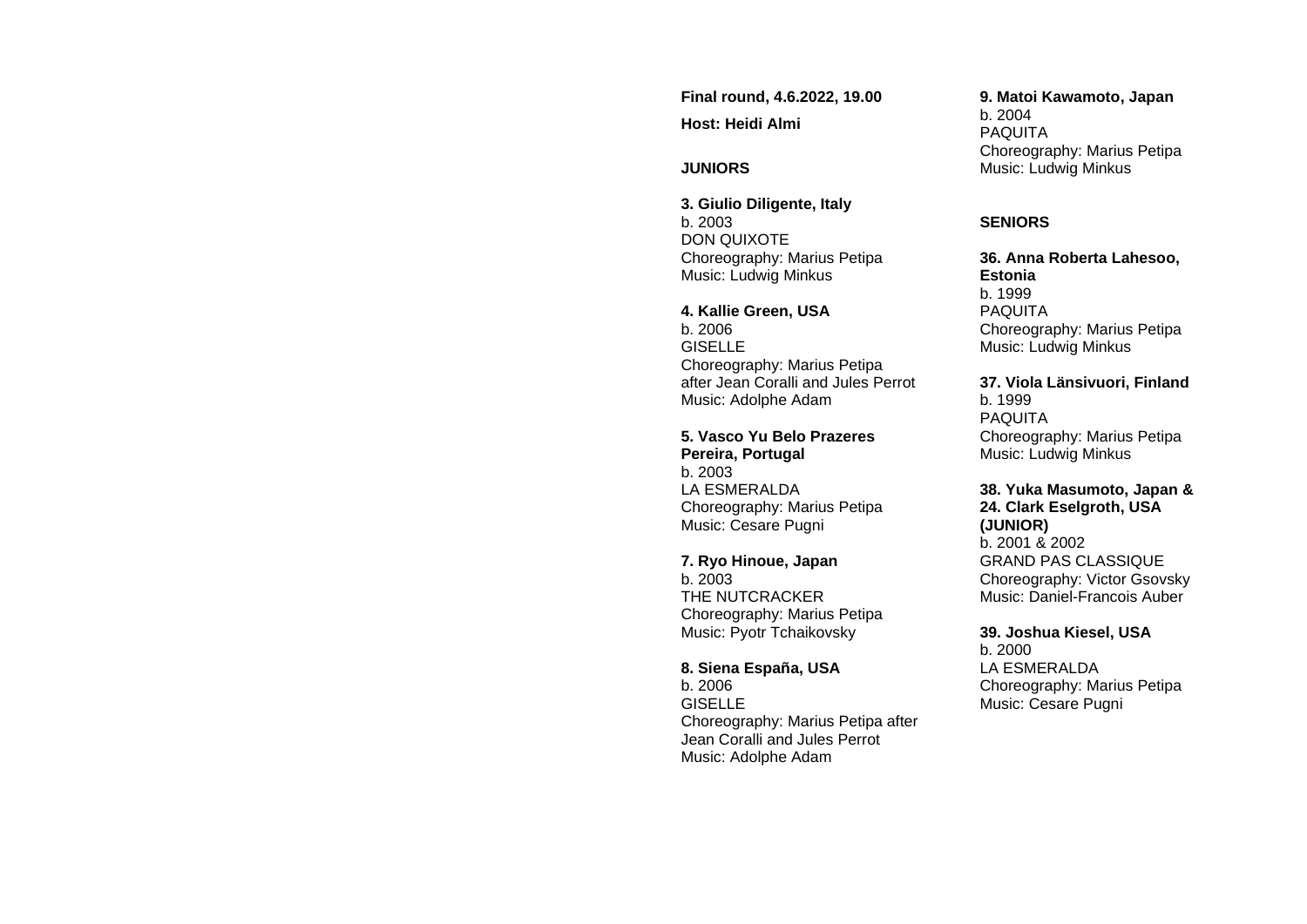**Final round, 4.6.2022, 19.00**

**Host: Heidi Almi**

**JUNIORS**

**3. Giulio Diligente, Italy**
b. 2003
DON QUIXOTE
Choreography: Marius Petipa
Music: Ludwig Minkus

**4. Kallie Green, USA**
b. 2006
GISELLE
Choreography: Marius Petipa
after Jean Coralli and Jules Perrot
Music: Adolphe Adam

**5. Vasco Yu Belo Prazeres Pereira, Portugal**
b. 2003
LA ESMERALDA
Choreography: Marius Petipa
Music: Cesare Pugni

**7. Ryo Hinoue, Japan**
b. 2003
THE NUTCRACKER
Choreography: Marius Petipa
Music: Pyotr Tchaikovsky

**8. Siena España, USA**
b. 2006
GISELLE
Choreography: Marius Petipa after
Jean Coralli and Jules Perrot
Music: Adolphe Adam

**9. Matoi Kawamoto, Japan**
b. 2004
PAQUITA
Choreography: Marius Petipa
Music: Ludwig Minkus

**SENIORS**

**36. Anna Roberta Lahesoo, Estonia**
b. 1999
PAQUITA
Choreography: Marius Petipa
Music: Ludwig Minkus

**37. Viola Länsivuori, Finland**
b. 1999
PAQUITA
Choreography: Marius Petipa
Music: Ludwig Minkus

**38. Yuka Masumoto, Japan & 24. Clark Eselgroth, USA (JUNIOR)**
b. 2001 & 2002
GRAND PAS CLASSIQUE
Choreography: Victor Gsovsky
Music: Daniel-Francois Auber

**39. Joshua Kiesel, USA**
b. 2000
LA ESMERALDA
Choreography: Marius Petipa
Music: Cesare Pugni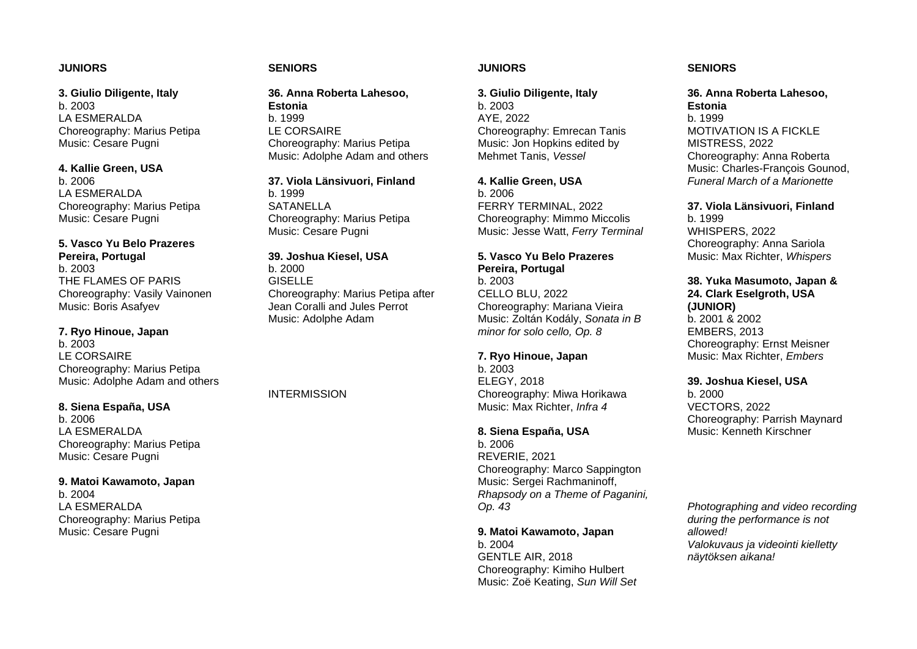**JUNIORS**

**3. Giulio Diligente, Italy**
b. 2003
LA ESMERALDA
Choreography: Marius Petipa
Music: Cesare Pugni

**4. Kallie Green, USA**
b. 2006
LA ESMERALDA
Choreography: Marius Petipa
Music: Cesare Pugni

**5. Vasco Yu Belo Prazeres Pereira, Portugal**
b. 2003
THE FLAMES OF PARIS
Choreography: Vasily Vainonen
Music: Boris Asafyev

**7. Ryo Hinoue, Japan**
b. 2003
LE CORSAIRE
Choreography: Marius Petipa
Music: Adolphe Adam and others

**8. Siena España, USA**
b. 2006
LA ESMERALDA
Choreography: Marius Petipa
Music: Cesare Pugni

**9. Matoi Kawamoto, Japan**
b. 2004
LA ESMERALDA
Choreography: Marius Petipa
Music: Cesare Pugni

**SENIORS**

**36. Anna Roberta Lahesoo, Estonia**
b. 1999
LE CORSAIRE
Choreography: Marius Petipa
Music: Adolphe Adam and others

**37. Viola Länsivuori, Finland**
b. 1999
SATANELLA
Choreography: Marius Petipa
Music: Cesare Pugni

**39. Joshua Kiesel, USA**
b. 2000
GISELLE
Choreography: Marius Petipa after Jean Coralli and Jules Perrot
Music: Adolphe Adam

INTERMISSION

**JUNIORS**

**3. Giulio Diligente, Italy**
b. 2003
AYE, 2022
Choreography: Emrecan Tanis
Music: Jon Hopkins edited by Mehmet Tanis, *Vessel*

**4. Kallie Green, USA**
b. 2006
FERRY TERMINAL, 2022
Choreography: Mimmo Miccolis
Music: Jesse Watt, *Ferry Terminal*

**5. Vasco Yu Belo Prazeres Pereira, Portugal**
b. 2003
CELLO BLU, 2022
Choreography: Mariana Vieira
Music: Zoltán Kodály, *Sonata in B minor for solo cello, Op. 8*

**7. Ryo Hinoue, Japan**
b. 2003
ELEGY, 2018
Choreography: Miwa Horikawa
Music: Max Richter, *Infra 4*

**8. Siena España, USA**
b. 2006
REVERIE, 2021
Choreography: Marco Sappington
Music: Sergei Rachmaninoff, *Rhapsody on a Theme of Paganini, Op. 43*

**9. Matoi Kawamoto, Japan**
b. 2004
GENTLE AIR, 2018
Choreography: Kimiho Hulbert
Music: Zoë Keating, *Sun Will Set*

**SENIORS**

**36. Anna Roberta Lahesoo, Estonia**
b. 1999
MOTIVATION IS A FICKLE MISTRESS, 2022
Choreography: Anna Roberta
Music: Charles-François Gounod, *Funeral March of a Marionette*

**37. Viola Länsivuori, Finland**
b. 1999
WHISPERS, 2022
Choreography: Anna Sariola
Music: Max Richter, *Whispers*

**38. Yuka Masumoto, Japan & 24. Clark Eselgroth, USA (JUNIOR)**
b. 2001 & 2002
EMBERS, 2013
Choreography: Ernst Meisner
Music: Max Richter, *Embers*

**39. Joshua Kiesel, USA**
b. 2000
VECTORS, 2022
Choreography: Parrish Maynard
Music: Kenneth Kirschner

*Photographing and video recording during the performance is not allowed!*
*Valokuvaus ja videointi kielletty näytöksen aikana!*